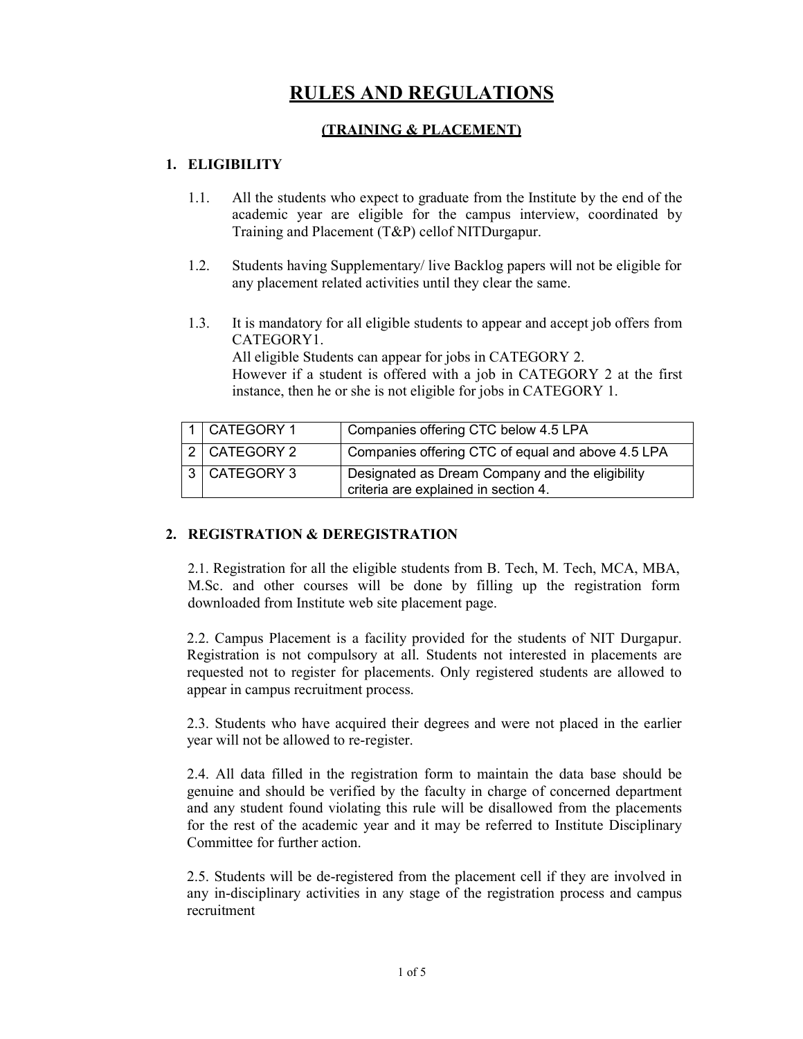# RULES AND REGULATIONS

## (TRAINING & PLACEMENT)

### 1. ELIGIBILITY

1.1. All the students who expect to graduate from the Institute by the end of the academic year are eligible for the campus interview, coordinated by Training and Placement (T&P) cellof NITDurgapur.

1.2. Students having Supplementary/ live Backlog papers will not be eligible for any placement related activities until they clear the same.

1.3. It is mandatory for all eligible students to appear and accept job offers from CATEGORY1.
All eligible Students can appear for jobs in CATEGORY 2.
However if a student is offered with a job in CATEGORY 2 at the first instance, then he or she is not eligible for jobs in CATEGORY 1.

| | | |
|---|---|---|
| 1 | CATEGORY 1 | Companies offering CTC below 4.5 LPA |
| 2 | CATEGORY 2 | Companies offering CTC of equal and above 4.5 LPA |
| 3 | CATEGORY 3 | Designated as Dream Company and the eligibility criteria are explained in section 4. |

### 2. REGISTRATION & DEREGISTRATION

2.1. Registration for all the eligible students from B. Tech, M. Tech, MCA, MBA, M.Sc. and other courses will be done by filling up the registration form downloaded from Institute web site placement page.

2.2. Campus Placement is a facility provided for the students of NIT Durgapur. Registration is not compulsory at all. Students not interested in placements are requested not to register for placements. Only registered students are allowed to appear in campus recruitment process.

2.3. Students who have acquired their degrees and were not placed in the earlier year will not be allowed to re-register.

2.4. All data filled in the registration form to maintain the data base should be genuine and should be verified by the faculty in charge of concerned department and any student found violating this rule will be disallowed from the placements for the rest of the academic year and it may be referred to Institute Disciplinary Committee for further action.

2.5. Students will be de-registered from the placement cell if they are involved in any in-disciplinary activities in any stage of the registration process and campus recruitment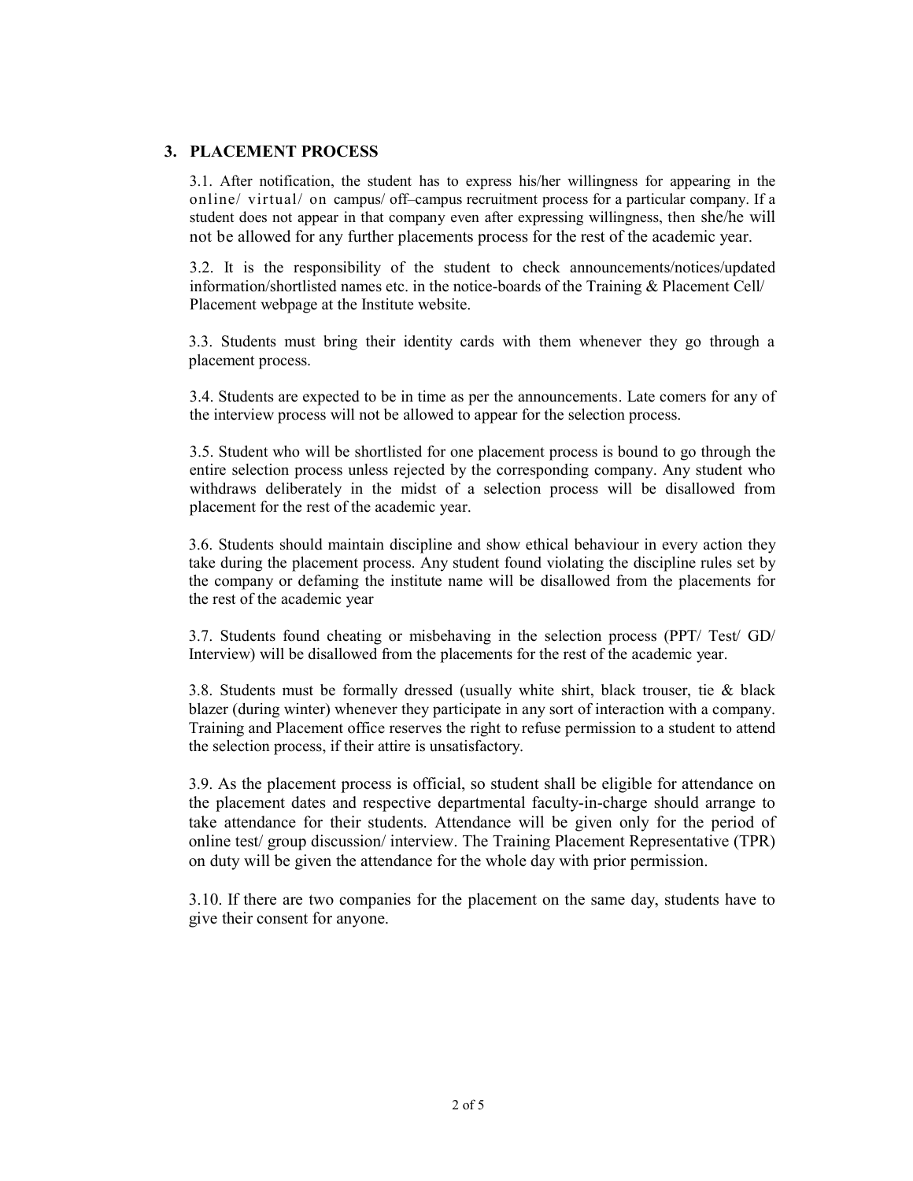## 3. PLACEMENT PROCESS

3.1. After notification, the student has to express his/her willingness for appearing in the online/ virtual/ on campus/ off–campus recruitment process for a particular company. If a student does not appear in that company even after expressing willingness, then she/he will not be allowed for any further placements process for the rest of the academic year.

3.2. It is the responsibility of the student to check announcements/notices/updated information/shortlisted names etc. in the notice-boards of the Training & Placement Cell/ Placement webpage at the Institute website.

3.3. Students must bring their identity cards with them whenever they go through a placement process.

3.4. Students are expected to be in time as per the announcements. Late comers for any of the interview process will not be allowed to appear for the selection process.

3.5. Student who will be shortlisted for one placement process is bound to go through the entire selection process unless rejected by the corresponding company. Any student who withdraws deliberately in the midst of a selection process will be disallowed from placement for the rest of the academic year.

3.6. Students should maintain discipline and show ethical behaviour in every action they take during the placement process. Any student found violating the discipline rules set by the company or defaming the institute name will be disallowed from the placements for the rest of the academic year

3.7. Students found cheating or misbehaving in the selection process (PPT/ Test/ GD/ Interview) will be disallowed from the placements for the rest of the academic year.

3.8. Students must be formally dressed (usually white shirt, black trouser, tie & black blazer (during winter) whenever they participate in any sort of interaction with a company. Training and Placement office reserves the right to refuse permission to a student to attend the selection process, if their attire is unsatisfactory.

3.9. As the placement process is official, so student shall be eligible for attendance on the placement dates and respective departmental faculty-in-charge should arrange to take attendance for their students. Attendance will be given only for the period of online test/ group discussion/ interview. The Training Placement Representative (TPR) on duty will be given the attendance for the whole day with prior permission.

3.10. If there are two companies for the placement on the same day, students have to give their consent for anyone.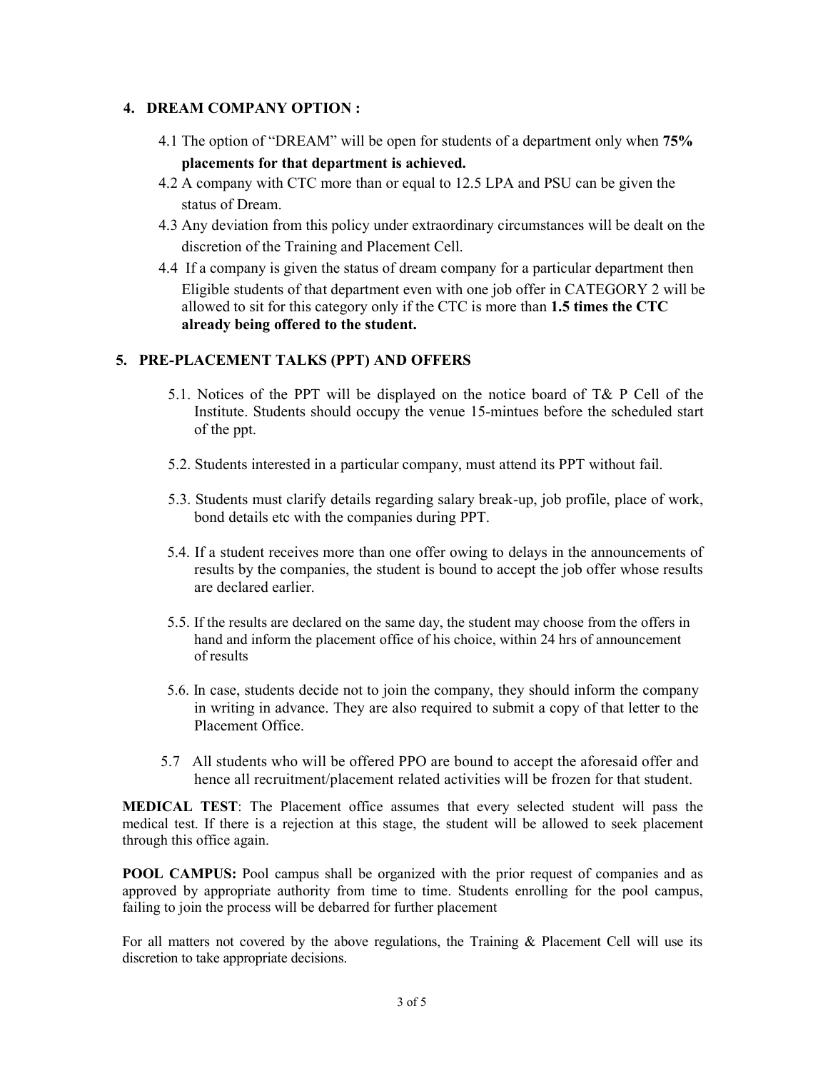## 4. DREAM COMPANY OPTION :

4.1 The option of "DREAM" will be open for students of a department only when **75% placements for that department is achieved.**

4.2 A company with CTC more than or equal to 12.5 LPA and PSU can be given the status of Dream.

4.3 Any deviation from this policy under extraordinary circumstances will be dealt on the discretion of the Training and Placement Cell.

4.4 If a company is given the status of dream company for a particular department then Eligible students of that department even with one job offer in CATEGORY 2 will be allowed to sit for this category only if the CTC is more than **1.5 times the CTC already being offered to the student.**

## 5. PRE-PLACEMENT TALKS (PPT) AND OFFERS

5.1. Notices of the PPT will be displayed on the notice board of T& P Cell of the Institute. Students should occupy the venue 15-mintues before the scheduled start of the ppt.

5.2. Students interested in a particular company, must attend its PPT without fail.

5.3. Students must clarify details regarding salary break-up, job profile, place of work, bond details etc with the companies during PPT.

5.4. If a student receives more than one offer owing to delays in the announcements of results by the companies, the student is bound to accept the job offer whose results are declared earlier.

5.5. If the results are declared on the same day, the student may choose from the offers in hand and inform the placement office of his choice, within 24 hrs of announcement of results

5.6. In case, students decide not to join the company, they should inform the company in writing in advance. They are also required to submit a copy of that letter to the Placement Office.

5.7 All students who will be offered PPO are bound to accept the aforesaid offer and hence all recruitment/placement related activities will be frozen for that student.

**MEDICAL TEST**: The Placement office assumes that every selected student will pass the medical test. If there is a rejection at this stage, the student will be allowed to seek placement through this office again.

**POOL CAMPUS:** Pool campus shall be organized with the prior request of companies and as approved by appropriate authority from time to time. Students enrolling for the pool campus, failing to join the process will be debarred for further placement

For all matters not covered by the above regulations, the Training & Placement Cell will use its discretion to take appropriate decisions.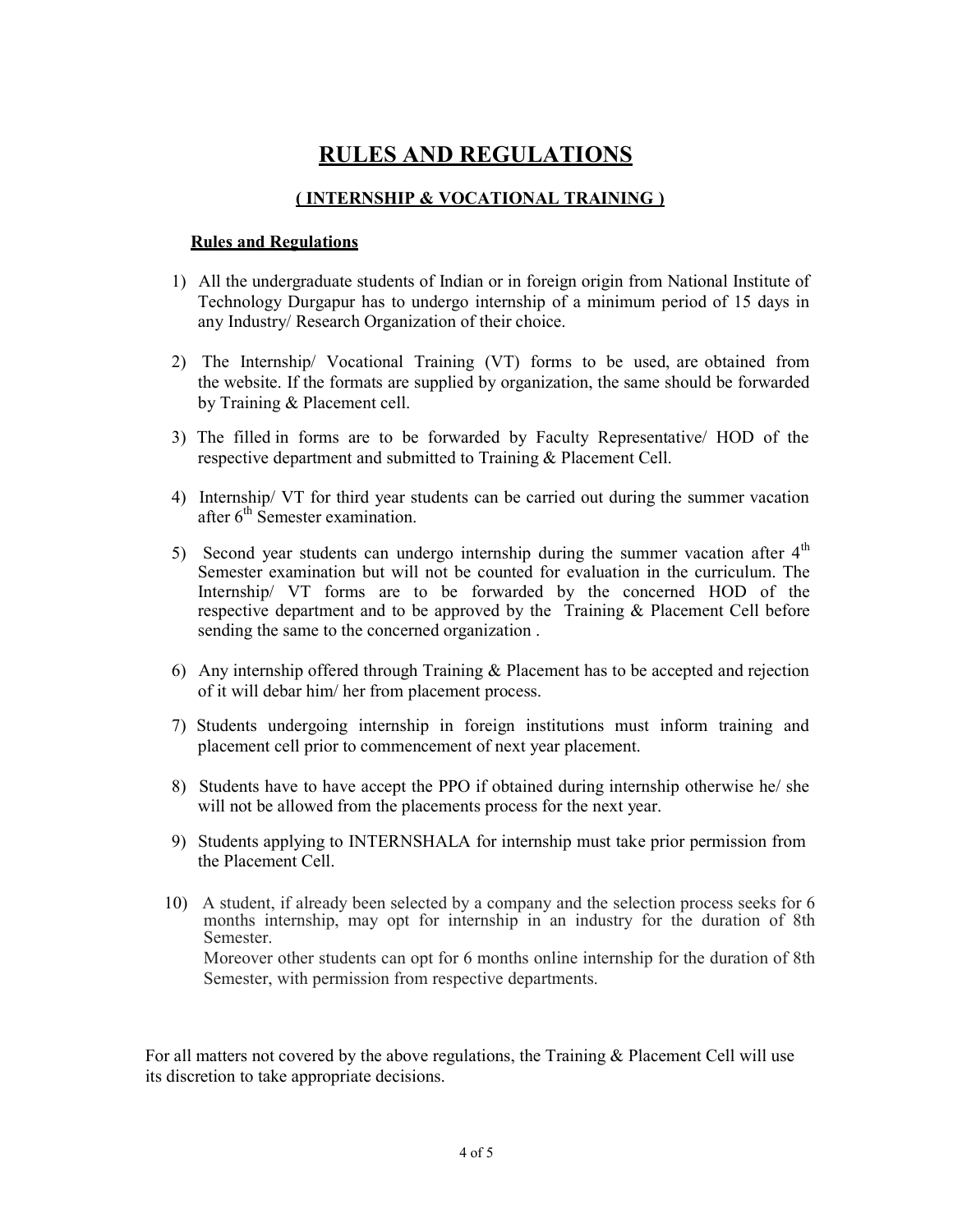# RULES AND REGULATIONS

## ( INTERNSHIP & VOCATIONAL TRAINING )

### Rules and Regulations

1) All the undergraduate students of Indian or in foreign origin from National Institute of Technology Durgapur has to undergo internship of a minimum period of 15 days in any Industry/ Research Organization of their choice.

2) The Internship/ Vocational Training (VT) forms to be used, are obtained from the website. If the formats are supplied by organization, the same should be forwarded by Training & Placement cell.

3) The filled in forms are to be forwarded by Faculty Representative/ HOD of the respective department and submitted to Training & Placement Cell.

4) Internship/ VT for third year students can be carried out during the summer vacation after 6th Semester examination.

5) Second year students can undergo internship during the summer vacation after 4th Semester examination but will not be counted for evaluation in the curriculum. The Internship/ VT forms are to be forwarded by the concerned HOD of the respective department and to be approved by the Training & Placement Cell before sending the same to the concerned organization .

6) Any internship offered through Training & Placement has to be accepted and rejection of it will debar him/ her from placement process.

7) Students undergoing internship in foreign institutions must inform training and placement cell prior to commencement of next year placement.

8) Students have to have accept the PPO if obtained during internship otherwise he/ she will not be allowed from the placements process for the next year.

9) Students applying to INTERNSHALA for internship must take prior permission from the Placement Cell.

10) A student, if already been selected by a company and the selection process seeks for 6 months internship, may opt for internship in an industry for the duration of 8th Semester.
    Moreover other students can opt for 6 months online internship for the duration of 8th Semester, with permission from respective departments.

For all matters not covered by the above regulations, the Training & Placement Cell will use its discretion to take appropriate decisions.